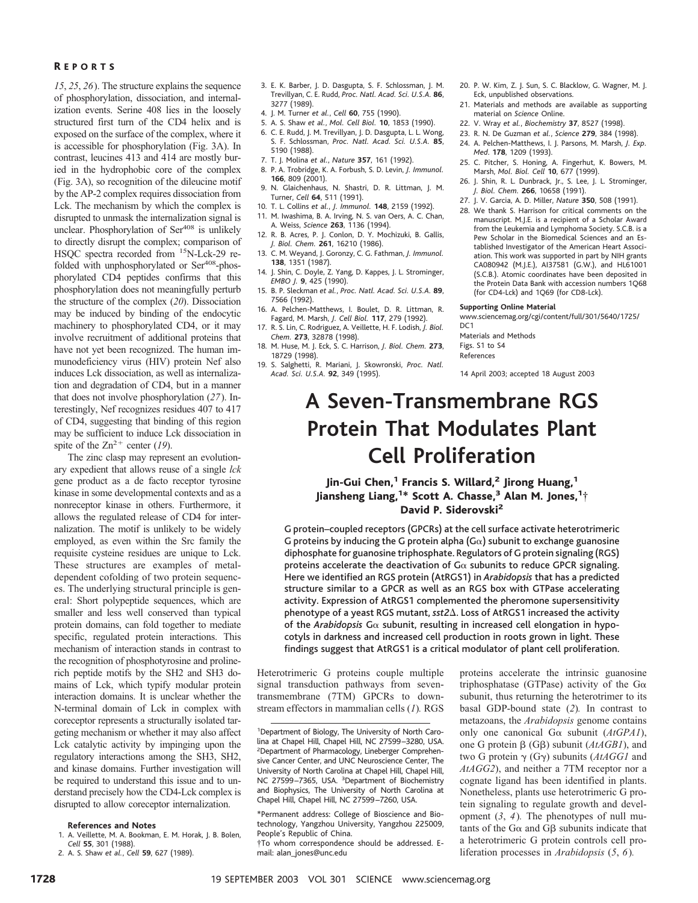*15*, *25*, *26*). The structure explains the sequence of phosphorylation, dissociation, and internalization events. Serine 408 lies in the loosely structured first turn of the CD4 helix and is exposed on the surface of the complex, where it is accessible for phosphorylation (Fig. 3A). In contrast, leucines 413 and 414 are mostly buried in the hydrophobic core of the complex (Fig. 3A), so recognition of the dileucine motif by the AP-2 complex requires dissociation from Lck. The mechanism by which the complex is disrupted to unmask the internalization signal is unclear. Phosphorylation of $Ser^{408}$ is unlikely to directly disrupt the complex; comparison of HSQC spectra recorded from $^{15}$N-Lck-29 refolded with unphosphorylated or $Ser^{408}$-phosphorylated CD4 peptides confirms that this phosphorylation does not meaningfully perturb the structure of the complex (*20*). Dissociation may be induced by binding of the endocytic machinery to phosphorylated CD4, or it may involve recruitment of additional proteins that have not yet been recognized. The human immunodeficiency virus (HIV) protein Nef also induces Lck dissociation, as well as internalization and degradation of CD4, but in a manner that does not involve phosphorylation (*27*). Interestingly, Nef recognizes residues 407 to 417 of CD4, suggesting that binding of this region may be sufficient to induce Lck dissociation in spite of the $Zn^{2+}$ center (*19*).

The zinc clasp may represent an evolutionary expedient that allows reuse of a single *lck* gene product as a de facto receptor tyrosine kinase in some developmental contexts and as a nonreceptor kinase in others. Furthermore, it allows the regulated release of CD4 for internalization. The motif is unlikely to be widely employed, as even within the Src family the requisite cysteine residues are unique to Lck. These structures are examples of metal-dependent cofolding of two protein sequences. The underlying structural principle is general: Short polypeptide sequences, which are smaller and less well conserved than typical protein domains, can fold together to mediate specific, regulated protein interactions. This mechanism of interaction stands in contrast to the recognition of phosphotyrosine and proline-rich peptide motifs by the SH2 and SH3 domains of Lck, which typify modular protein interaction domains. It is unclear whether the N-terminal domain of Lck in complex with coreceptor represents a structurally isolated targeting mechanism or whether it may also affect Lck catalytic activity by impinging upon the regulatory interactions among the SH3, SH2, and kinase domains. Further investigation will be required to understand this issue and to understand precisely how the CD4-Lck complex is disrupted to allow coreceptor internalization.

**References and Notes**

1. A. Veillette, M. A. Bookman, E. M. Horak, J. B. Bolen, *Cell* **55**, 301 (1988).
2. A. S. Shaw *et al.*, *Cell* **59**, 627 (1989).
3. E. K. Barber, J. D. Dasgupta, S. F. Schlossman, J. M. Trevillyan, C. E. Rudd, *Proc. Natl. Acad. Sci. U.S.A.* **86**, 3277 (1989).
4. J. M. Turner *et al.*, *Cell* **60**, 755 (1990).
5. A. S. Shaw *et al.*, *Mol. Cell Biol.* **10**, 1853 (1990).
6. C. E. Rudd, J. M. Trevillyan, J. D. Dasgupta, L. L. Wong, S. F. Schlossman, *Proc. Natl. Acad. Sci. U.S.A.* **85**, 5190 (1988).
7. T. J. Molina *et al.*, *Nature* **357**, 161 (1992).
8. P. A. Trobridge, K. A. Forbush, S. D. Levin, *J. Immunol.* **166**, 809 (2001).
9. N. Glaichenhaus, N. Shastri, D. R. Littman, J. M. Turner, *Cell* **64**, 511 (1991).
10. T. L. Collins *et al.*, *J. Immunol.* **148**, 2159 (1992).
11. M. Iwashima, B. A. Irving, N. S. van Oers, A. C. Chan, A. Weiss, *Science* **263**, 1136 (1994).
12. R. B. Acres, P. J. Conlon, D. Y. Mochizuki, B. Gallis, *J. Biol. Chem.* **261**, 16210 (1986).
13. C. M. Weyand, J. Goronzy, C. G. Fathman, *J. Immunol.* **138**, 1351 (1987).
14. J. Shin, C. Doyle, Z. Yang, D. Kappes, J. L. Strominger, *EMBO J.* **9**, 425 (1990).
15. B. P. Sleckman *et al.*, *Proc. Natl. Acad. Sci. U.S.A.* **89**, 7566 (1992).
16. A. Pelchen-Matthews, I. Boulet, D. R. Littman, R. Fagard, M. Marsh, *J. Cell Biol.* **117**, 279 (1992).
17. R. S. Lin, C. Rodriguez, A. Veillette, H. F. Lodish, *J. Biol. Chem.* **273**, 32878 (1998).
18. M. Huse, M. J. Eck, S. C. Harrison, *J. Biol. Chem.* **273**, 18729 (1998).
19. S. Salghetti, R. Mariani, J. Skowronski, *Proc. Natl. Acad. Sci. U.S.A.* **92**, 349 (1995).
20. P. W. Kim, Z. J. Sun, S. C. Blacklow, G. Wagner, M. J. Eck, unpublished observations.
21. Materials and methods are available as supporting material on *Science* Online.
22. V. Wray *et al.*, *Biochemistry* **37**, 8527 (1998).
23. R. N. De Guzman *et al.*, *Science* **279**, 384 (1998).
24. A. Pelchen-Matthews, I. J. Parsons, M. Marsh, *J. Exp. Med.* **178**, 1209 (1993).
25. C. Pitcher, S. Honing, A. Fingerhut, K. Bowers, M. Marsh, *Mol. Biol. Cell* **10**, 677 (1999).
26. J. Shin, R. L. Dunbrack, Jr., S. Lee, J. L. Strominger, *J. Biol. Chem.* **266**, 10658 (1991).
27. J. V. Garcia, A. D. Miller, *Nature* **350**, 508 (1991).
28. We thank S. Harrison for critical comments on the manuscript. M.J.E. is a recipient of a Scholar Award from the Leukemia and Lymphoma Society. S.C.B. is a Pew Scholar in the Biomedical Sciences and an Established Investigator of the American Heart Association. This work was supported in part by NIH grants CA080942 (M.J.E.), AI37581 (G.W.), and HL61001 (S.C.B.). Atomic coordinates have been deposited in the Protein Data Bank with accession numbers 1Q68 (for CD4-Lck) and 1Q69 (for CD8-Lck).

**Supporting Online Material**

www.sciencemag.org/cgi/content/full/301/5640/1725/DC1
Materials and Methods
Figs. S1 to S4
References

14 April 2003; accepted 18 August 2003

# A Seven-Transmembrane RGS Protein That Modulates Plant Cell Proliferation

**Jin-Gui Chen,[1] Francis S. Willard,[2] Jirong Huang,[1] Jiansheng Liang,[1]* Scott A. Chasse,[3] Alan M. Jones,[1]† David P. Siderovski[2]**

**G protein–coupled receptors (GPCRs) at the cell surface activate heterotrimeric G proteins by inducing the G protein alpha (Gα) subunit to exchange guanosine diphosphate for guanosine triphosphate. Regulators of G protein signaling (RGS) proteins accelerate the deactivation of Gα subunits to reduce GPCR signaling. Here we identified an RGS protein (AtRGS1) in *Arabidopsis* that has a predicted structure similar to a GPCR as well as an RGS box with GTPase accelerating activity. Expression of AtRGS1 complemented the pheromone supersensitivity phenotype of a yeast RGS mutant, *sst2Δ*. Loss of AtRGS1 increased the activity of the *Arabidopsis* Gα subunit, resulting in increased cell elongation in hypocotyls in darkness and increased cell production in roots grown in light. These findings suggest that AtRGS1 is a critical modulator of plant cell proliferation.**

Heterotrimeric G proteins couple multiple signal transduction pathways from seven-transmembrane (7TM) GPCRs to downstream effectors in mammalian cells (*1*). RGS proteins accelerate the intrinsic guanosine triphosphatase (GTPase) activity of the Gα subunit, thus returning the heterotrimer to its basal GDP-bound state (*2*). In contrast to metazoans, the *Arabidopsis* genome contains only one canonical Gα subunit (*AtGPA1*), one G protein β (Gβ) subunit (*AtAGB1*), and two G protein γ (Gγ) subunits (*AtAGG1* and *AtAGG2*), and neither a 7TM receptor nor a cognate ligand has been identified in plants. Nonetheless, plants use heterotrimeric G protein signaling to regulate growth and development (*3*, *4*). The phenotypes of null mutants of the Gα and Gβ subunits indicate that a heterotrimeric G protein controls cell proliferation processes in *Arabidopsis* (*5*, *6*).

[1]Department of Biology, The University of North Carolina at Chapel Hill, Chapel Hill, NC 27599–3280, USA. [2]Department of Pharmacology, Lineberger Comprehensive Cancer Center, and UNC Neuroscience Center, The University of North Carolina at Chapel Hill, Chapel Hill, NC 27599–7365, USA. [3]Department of Biochemistry and Biophysics, The University of North Carolina at Chapel Hill, Chapel Hill, NC 27599–7260, USA.

*Permanent address: College of Bioscience and Biotechnology, Yangzhou University, Yangzhou 225009, People's Republic of China.

†To whom correspondence should be addressed. E-mail: alan_jones@unc.edu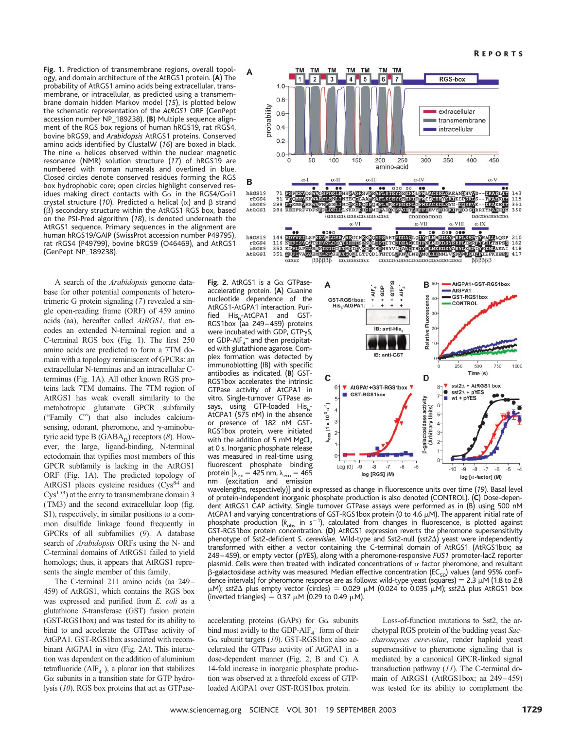**Fig. 1.** Prediction of transmembrane regions, overall topology, and domain architecture of the AtRGS1 protein. (**A**) The probability of AtRGS1 amino acids being extracellular, transmembrane, or intracellular, as predicted using a transmembrane domain hidden Markov model (*15*), is plotted below the schematic representation of the *AtRGS1* ORF (GenPept accession number NP_189238). (**B**) Multiple sequence alignment of the RGS box regions of human hRGS19, rat rRGS4, bovine bRGS9, and *Arabidopsis* AtRGS1 proteins. Conserved amino acids identified by ClustalW (*16*) are boxed in black. The nine α helices observed within the nuclear magnetic resonance (NMR) solution structure (*17*) of hRGS19 are numbered with roman numerals and overlined in blue. Closed circles denote conserved residues forming the RGS box hydrophobic core; open circles highlight conserved residues making direct contacts with Gα in the RGS4/Gαi1 crystal structure (*10*). Predicted α helical (α) and β strand (β) secondary structure within the AtRGS1 RGS box, based on the PSI-Pred algorithm (*18*), is denoted underneath the AtRGS1 sequence. Primary sequences in the alignment are human hRGS19/GAIP (SwissProt accession number P49795), rat rRGS4 (P49799), bovine bRGS9 (O46469), and AtRGS1 (GenPept NP_189238).

A search of the *Arabidopsis* genome database for other potential components of heterotrimeric G protein signaling (*7*) revealed a single open-reading frame (ORF) of 459 amino acids (aa), hereafter called *AtRGS1*, that encodes an extended N-terminal region and a C-terminal RGS box (Fig. 1). The first 250 amino acids are predicted to form a 7TM domain with a topology reminiscent of GPCRs: an extracellular N-terminus and an intracellular C-terminus (Fig. 1A). All other known RGS proteins lack 7TM domains. The 7TM region of AtRGS1 has weak overall similarity to the metabotropic glutamate GPCR subfamily ("Family C") that also includes calcium-sensing, odorant, pheromone, and γ-aminobutyric acid type B ($GABA_B$) receptors (*8*). However, the large, ligand-binding, N-terminal ectodomain that typifies most members of this GPCR subfamily is lacking in the AtRGS1 ORF (Fig. 1A). The predicted topology of AtRGS1 places cysteine residues ($Cys^{84}$ and $Cys^{153}$) at the entry to transmembrane domain 3 (TM3) and the second extracellular loop (fig. S1), respectively, in similar positions to a common disulfide linkage found frequently in GPCRs of all subfamilies (*9*). A database search of *Arabidopsis* ORFs using the N- and C-terminal domains of AtRGS1 failed to yield homologs; thus, it appears that AtRGS1 represents the single member of this family.

The C-terminal 211 amino acids (aa 249–459) of AtRGS1, which contains the RGS box was expressed and purified from *E. coli* as a glutathione *S*-transferase (GST) fusion protein (GST-RGS1box) and was tested for its ability to bind to and accelerate the GTPase activity of AtGPA1. GST-RGS1box associated with recombinant AtGPA1 in vitro (Fig. 2A). This interaction was dependent on the addition of aluminium tetrafluoride ($AlF_4^-$), a planar ion that stabilizes Gα subunits in a transition state for GTP hydrolysis (*10*). RGS box proteins that act as GTPase-accelerating proteins (GAPs) for Gα subunits bind most avidly to the GDP-$AlF_4^-$ form of their Gα subunit targets (*10*). GST-RGS1box also accelerated the GTPase activity of AtGPA1 in a dose-dependent manner (Fig. 2, B and C). A 14-fold increase in inorganic phosphate production was observed at a threefold excess of GTP-loaded AtGPA1 over GST-RGS1box protein.

**Fig. 2.** AtRGS1 is a Gα GTPase-accelerating protein. (**A**) Guanine nucleotide dependence of the AtRGS1-AtGPA1 interaction. Purified $His_6$-AtGPA1 and GST-RGS1box (aa 249–459) proteins were incubated with GDP, GTPγS, or GDP-$AlF_4^-$ and then precipitated with glutathione agarose. Complex formation was detected by immunoblotting (IB) with specific antibodies as indicated. (**B**) GST-RGS1box accelerates the intrinsic GTPase activity of AtGPA1 in vitro. Single-turnover GTPase assays, using GTP-loaded $His_6$-AtGPA1 (575 nM) in the absence or presence of 182 nM GST-RGS1box protein, were initiated with the addition of 5 mM $MgCl_2$ at 0 s. Inorganic phosphate release was measured in real-time using fluorescent phosphate binding protein [$\lambda_{ex}$ = 425 nm, $\lambda_{em}$ = 465 nm (excitation and emission wavelengths, respectively)] and is expressed as change in fluorescence units over time (*19*). Basal level of protein-independent inorganic phosphate production is also denoted (CONTROL). (**C**) Dose-dependent AtRGS1 GAP activity. Single turnover GTPase assays were performed as in (B) using 500 nM AtGPA1 and varying concentrations of GST-RGS1box protein (0 to 4.6 μM). The apparent initial rate of phosphate production ($k_{obs}$ in $s^{-1}$), calculated from changes in fluorescence, is plotted against GST-RGS1box protein concentration. (**D**) AtRGS1 expression reverts the pheromone supersensitivity phenotype of Sst2-deficient *S. cerevisiae*. Wild-type and Sst2-null (*sst2Δ*) yeast were independently transformed with either a vector containing the C-terminal domain of AtRGS1 (AtRGS1box; aa 249–459), or empty vector (pYES), along with a pheromone-responsive *FUS1* promoter-lacZ reporter plasmid. Cells were then treated with indicated concentrations of α factor pheromone, and resultant β-galactosidase activity was measured. Median effective concentration ($EC_{50}$) values (and 95% confidence intervals) for pheromone response are as follows: wild-type yeast (squares) = 2.3 μM (1.8 to 2.8 μM); *sst2Δ* plus empty vector (circles) = 0.029 μM (0.024 to 0.035 μM); *sst2Δ* plus AtRGS1 box (inverted triangles) = 0.37 μM (0.29 to 0.49 μM).

Loss-of-function mutations to Sst2, the archetypal RGS protein of the budding yeast *Saccharomyces cerevisiae*, render haploid yeast supersensitive to pheromone signaling that is mediated by a canonical GPCR-linked signal transduction pathway (*11*). The C-terminal domain of AtRGS1 (AtRGS1box; aa 249–459) was tested for its ability to complement the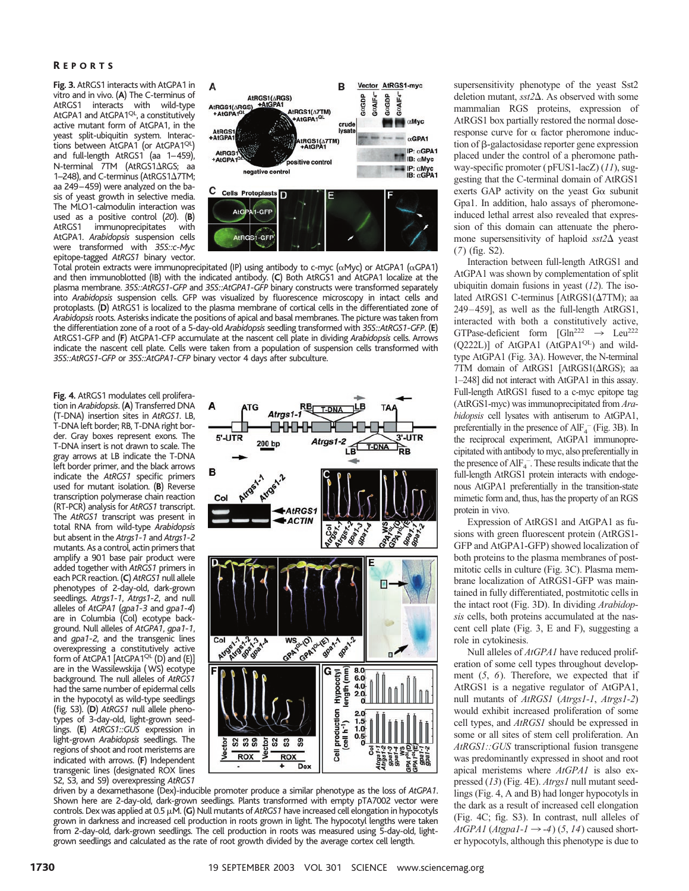**Fig. 3.** AtRGS1 interacts with AtGPA1 in vitro and in vivo. (**A**) The C-terminus of AtRGS1 interacts with wild-type AtGPA1 and AtGPA1$^{QL}$, a constitutively active mutant form of AtGPA1, in the yeast split-ubiquitin system. Interactions between AtGPA1 (or AtGPA1$^{QL}$) and full-length AtRGS1 (aa 1–459), N-terminal 7TM (AtRGS1ΔRGS; aa 1–248), and C-terminus (AtRGS1Δ7TM; aa 249–459) were analyzed on the basis of yeast growth in selective media. The MLO1-calmodulin interaction was used as a positive control (*20*). (**B**) AtRGS1 immunoprecipitates with AtGPA1. *Arabidopsis* suspension cells were transformed with *35S::c-Myc* epitope-tagged *AtRGS1* binary vector. Total protein extracts were immunoprecipitated (IP) using antibody to c-myc (αMyc) or AtGPA1 (αGPA1) and then immunoblotted (IB) with the indicated antibody. (**C**) Both AtRGS1 and AtGPA1 localize at the plasma membrane. *35S::AtRGS1-GFP* and *35S::AtGPA1-GFP* binary constructs were transformed separately into *Arabidopsis* suspension cells. GFP was visualized by fluorescence microscopy in intact cells and protoplasts. (**D**) AtRGS1 is localized to the plasma membrane of cortical cells in the differentiated zone of *Arabidopsis* roots. Asterisks indicate the positions of apical and basal membranes. The picture was taken from the differentiation zone of a root of a 5-day-old *Arabidopsis* seedling transformed with *35S::AtRGS1-GFP*. (**E**) AtRGS1-GFP and (**F**) AtGPA1-CFP accumulate at the nascent cell plate in dividing *Arabidopsis* cells. Arrows indicate the nascent cell plate. Cells were taken from a population of suspension cells transformed with *35S::AtRGS1-GFP* or *35S::AtGPA1-CFP* binary vector 4 days after subculture.

**Fig. 4.** AtRGS1 modulates cell proliferation in *Arabidopsis*. (**A**) Transferred DNA (T-DNA) insertion sites in *AtRGS1*. LB, T-DNA left border; RB, T-DNA right border. Gray boxes represent exons. The T-DNA insert is not drawn to scale. The gray arrows at LB indicate the T-DNA left border primer, and the black arrows indicate the *AtRGS1* specific primers used for mutant isolation. (**B**) Reverse transcription polymerase chain reaction (RT-PCR) analysis for *AtRGS1* transcript. The *AtRGS1* transcript was present in total RNA from wild-type *Arabidopsis* but absent in the *Atrgs1-1* and *Atrgs1-2* mutants. As a control, actin primers that amplify a 901 base pair product were added together with *AtRGS1* primers in each PCR reaction. (**C**) *AtRGS1* null allele phenotypes of 2-day-old, dark-grown seedlings. *Atrgs1-1*, *Atrgs1-2*, and null alleles of *AtGPA1* (*gpa1-3* and *gpa1-4*) are in Columbia (Col) ecotype background. Null alleles of *AtGPA1*, *gpa1-1*, and *gpa1-2*, and the transgenic lines overexpressing a constitutively active form of AtGPA1 [AtGPA1$^{QL}$ (D) and (E)] are in the Wassilewskija (WS) ecotype background. The null alleles of *AtRGS1* had the same number of epidermal cells in the hypocotyl as wild-type seedlings (fig. S3). (**D**) *AtRGS1* null allele phenotypes of 3-day-old, light-grown seedlings. (**E**) *AtRGS1::GUS* expression in light-grown *Arabidopsis* seedlings. The regions of shoot and root meristems are indicated with arrows. (**F**) Independent transgenic lines (designated ROX lines S2, S3, and S9) overexpressing *AtRGS1* driven by a dexamethasone (Dex)-inducible promoter produce a similar phenotype as the loss of *AtGPA1*. Shown here are 2-day-old, dark-grown seedlings. Plants transformed with empty pTA7002 vector were controls. Dex was applied at 0.5 μM. (**G**) Null mutants of *AtRGS1* have increased cell elongation in hypocotyls grown in darkness and increased cell production in roots grown in light. The hypocotyl lengths were taken from 2-day-old, dark-grown seedlings. The cell production in roots was measured using 5-day-old, light-grown seedlings and calculated as the rate of root growth divided by the average cortex cell length.

supersensitivity phenotype of the yeast Sst2 deletion mutant, *sst2*Δ. As observed with some mammalian RGS proteins, expression of AtRGS1 box partially restored the normal dose-response curve for α factor pheromone induction of β-galactosidase reporter gene expression placed under the control of a pheromone pathway-specific promoter (pFUS1-lacZ) (*11*), suggesting that the C-terminal domain of AtRGS1 exerts GAP activity on the yeast Gα subunit Gpa1. In addition, halo assays of pheromone-induced lethal arrest also revealed that expression of this domain can attenuate the pheromone supersensitivity of haploid *sst2*Δ yeast (*7*) (fig. S2).

Interaction between full-length AtRGS1 and AtGPA1 was shown by complementation of split ubiquitin domain fusions in yeast (*12*). The isolated AtRGS1 C-terminus [AtRGS1(Δ7TM); aa 249–459], as well as the full-length AtRGS1, interacted with both a constitutively active, GTPase-deficient form [Gln$^{222}$ → Leu$^{222}$ (Q222L)] of AtGPA1 (AtGPA1$^{QL}$) and wild-type AtGPA1 (Fig. 3A). However, the N-terminal 7TM domain of AtRGS1 [AtRGS1(ΔRGS); aa 1–248] did not interact with AtGPA1 in this assay. Full-length AtRGS1 fused to a c-myc epitope tag (AtRGS1-myc) was immunoprecipitated from *Arabidopsis* cell lysates with antiserum to AtGPA1, preferentially in the presence of $AlF_4^-$ (Fig. 3B). In the reciprocal experiment, AtGPA1 immunoprecipitated with antibody to myc, also preferentially in the presence of $AlF_4^-$. These results indicate that the full-length AtRGS1 protein interacts with endogenous AtGPA1 preferentially in the transition-state mimetic form and, thus, has the property of an RGS protein in vivo.

Expression of AtRGS1 and AtGPA1 as fusions with green fluorescent protein (AtRGS1-GFP and AtGPA1-GFP) showed localization of both proteins to the plasma membranes of postmitotic cells in culture (Fig. 3C). Plasma membrane localization of AtRGS1-GFP was maintained in fully differentiated, postmitotic cells in the intact root (Fig. 3D). In dividing *Arabidopsis* cells, both proteins accumulated at the nascent cell plate (Fig. 3, E and F), suggesting a role in cytokinesis.

Null alleles of *AtGPA1* have reduced proliferation of some cell types throughout development (*5*, *6*). Therefore, we expected that if AtRGS1 is a negative regulator of AtGPA1, null mutants of *AtRGS1* (*Atrgs1-1*, *Atrgs1-2*) would exhibit increased proliferation of some cell types, and *AtRGS1* should be expressed in some or all sites of stem cell proliferation. An *AtRGS1::GUS* transcriptional fusion transgene was predominantly expressed in shoot and root apical meristems where *AtGPA1* is also expressed (*13*) (Fig. 4E). *Atrgs1* null mutant seedlings (Fig. 4, A and B) had longer hypocotyls in the dark as a result of increased cell elongation (Fig. 4C; fig. S3). In contrast, null alleles of *AtGPA1* (*Atgpa1-1* → *-4*) (*5*, *14*) caused shorter hypocotyls, although this phenotype is due to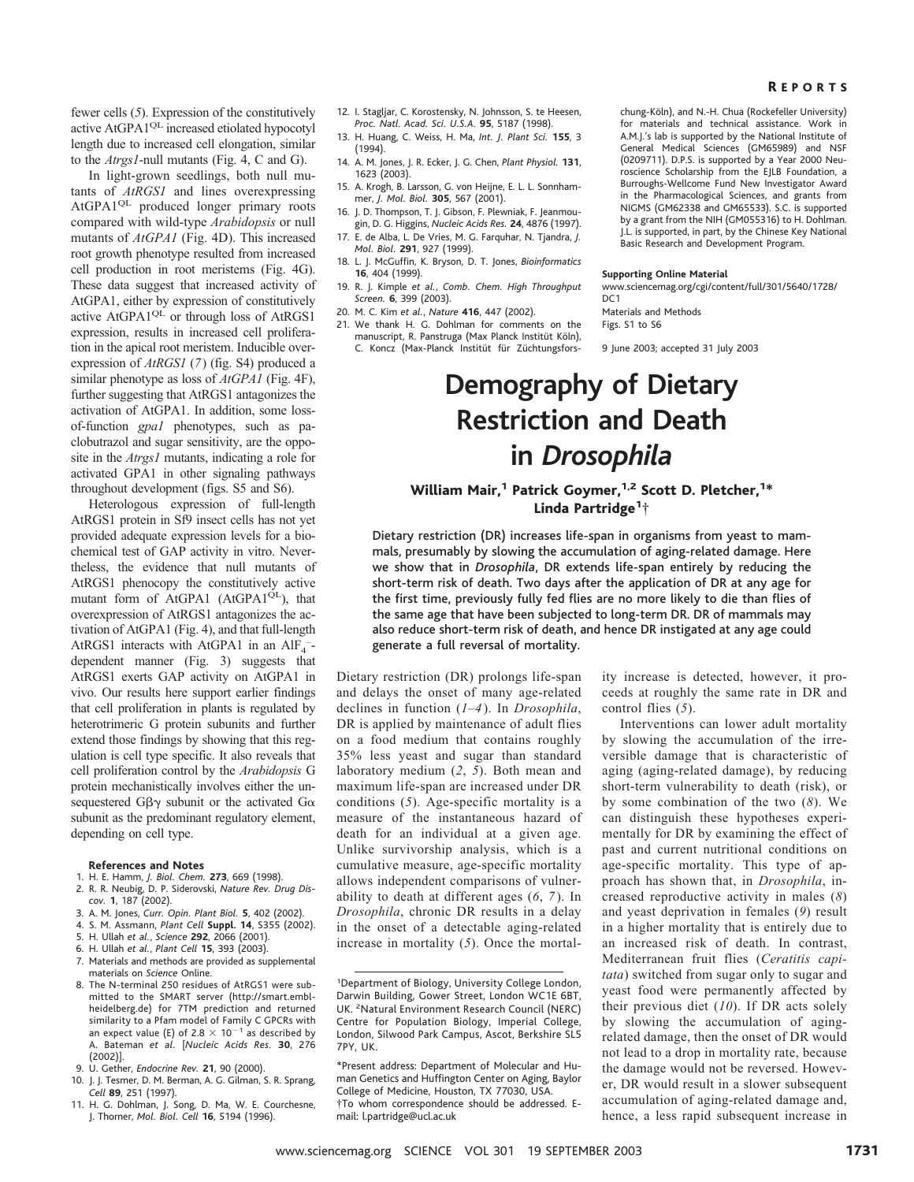fewer cells (5). Expression of the constitutively active AtGPA1$^{QL}$ increased etiolated hypocotyl length due to increased cell elongation, similar to the *Atrgs1*-null mutants (Fig. 4, C and G).

In light-grown seedlings, both null mutants of *AtRGS1* and lines overexpressing AtGPA1$^{QL}$ produced longer primary roots compared with wild-type *Arabidopsis* or null mutants of *AtGPA1* (Fig. 4D). This increased root growth phenotype resulted from increased cell production in root meristems (Fig. 4G). These data suggest that increased activity of AtGPA1, either by expression of constitutively active AtGPA1$^{QL}$ or through loss of AtRGS1 expression, results in increased cell proliferation in the apical root meristem. Inducible overexpression of *AtRGS1* (7) (fig. S4) produced a similar phenotype as loss of *AtGPA1* (Fig. 4F), further suggesting that AtRGS1 antagonizes the activation of AtGPA1. In addition, some loss-of-function *gpa1* phenotypes, such as paclobutrazol and sugar sensitivity, are the opposite in the *Atrgs1* mutants, indicating a role for activated GPA1 in other signaling pathways throughout development (figs. S5 and S6).

Heterologous expression of full-length AtRGS1 protein in Sf9 insect cells has not yet provided adequate expression levels for a biochemical test of GAP activity in vitro. Nevertheless, the evidence that null mutants of AtRGS1 phenocopy the constitutively active mutant form of AtGPA1 (AtGPA1$^{QL}$), that overexpression of AtRGS1 antagonizes the activation of AtGPA1 (Fig. 4), and that full-length AtRGS1 interacts with AtGPA1 in an $AlF_4^-$-dependent manner (Fig. 3) suggests that AtRGS1 exerts GAP activity on AtGPA1 in vivo. Our results here support earlier findings that cell proliferation in plants is regulated by heterotrimeric G protein subunits and further extend those findings by showing that this regulation is cell type specific. It also reveals that cell proliferation control by the *Arabidopsis* G protein mechanistically involves either the unsequestered Gβγ subunit or the activated Gα subunit as the predominant regulatory element, depending on cell type.

**References and Notes**

1. H. E. Hamm, *J. Biol. Chem.* **273**, 669 (1998).
2. R. R. Neubig, D. P. Siderovski, *Nature Rev. Drug Discov.* **1**, 187 (2002).
3. A. M. Jones, *Curr. Opin. Plant Biol.* **5**, 402 (2002).
4. S. M. Assmann, *Plant Cell* **Suppl. 14**, S355 (2002).
5. H. Ullah *et al.*, *Science* **292**, 2066 (2001).
6. H. Ullah *et al.*, *Plant Cell* **15**, 393 (2003).
7. Materials and methods are provided as supplemental materials on *Science* Online.
8. The N-terminal 250 residues of AtRGS1 were submitted to the SMART server (http://smart.embl-heidelberg.de) for 7TM prediction and returned similarity to a Pfam model of Family C GPCRs with an expect value (E) of $2.8 \times 10^{-1}$ as described by A. Bateman *et al*. [*Nucleic Acids Res.* **30**, 276 (2002)].
9. U. Gether, *Endocrine Rev.* **21**, 90 (2000).
10. J. J. Tesmer, D. M. Berman, A. G. Gilman, S. R. Sprang, *Cell* **89**, 251 (1997).
11. H. G. Dohlman, J. Song, D. Ma, W. E. Courchesne, J. Thorner, *Mol. Biol. Cell* **16**, 5194 (1996).
12. I. Stagljar, C. Korostensky, N. Johnsson, S. te Heesen, *Proc. Natl. Acad. Sci. U.S.A.* **95**, 5187 (1998).
13. H. Huang, C. Weiss, H. Ma, *Int. J. Plant Sci.* **155**, 3 (1994).
14. A. M. Jones, J. R. Ecker, J. G. Chen, *Plant Physiol.* **131**, 1623 (2003).
15. A. Krogh, B. Larsson, G. von Heijne, E. L. L. Sonnhammer, *J. Mol. Biol.* **305**, 567 (2001).
16. J. D. Thompson, T. J. Gibson, F. Plewniak, F. Jeanmougin, D. G. Higgins, *Nucleic Acids Res.* **24**, 4876 (1997).
17. E. de Alba, L. De Vries, M. G. Farquhar, N. Tjandra, *J. Mol. Biol.* **291**, 927 (1999).
18. L. J. McGuffin, K. Bryson, D. T. Jones, *Bioinformatics* **16**, 404 (1999).
19. R. J. Kimple *et al.*, *Comb. Chem. High Throughput Screen.* **6**, 399 (2003).
20. M. C. Kim *et al.*, *Nature* **416**, 447 (2002).
21. We thank H. G. Dohlman for comments on the manuscript, R. Panstruga (Max Planck Institüt Köln), C. Koncz (Max-Planck Institüt für Züchtungsforschung-Köln), and N.-H. Chua (Rockefeller University) for materials and technical assistance. Work in A.M.J.'s lab is supported by the National Institute of General Medical Sciences (GM65989) and NSF (0209711). D.P.S. is supported by a Year 2000 Neuroscience Scholarship from the EJLB Foundation, a Burroughs-Wellcome Fund New Investigator Award in the Pharmacological Sciences, and grants from NIGMS (GM62338 and GM65533). S.C. is supported by a grant from the NIH (GM055316) to H. Dohlman. J.L. is supported, in part, by the Chinese Key National Basic Research and Development Program.

**Supporting Online Material**

www.sciencemag.org/cgi/content/full/301/5640/1728/DC1

Materials and Methods

Figs. S1 to S6

9 June 2003; accepted 31 July 2003

# Demography of Dietary Restriction and Death in *Drosophila*

**William Mair,[1] Patrick Goymer,[1,2] Scott D. Pletcher,[1]* Linda Partridge[1]†**

**Dietary restriction (DR) increases life-span in organisms from yeast to mammals, presumably by slowing the accumulation of aging-related damage. Here we show that in *Drosophila*, DR extends life-span entirely by reducing the short-term risk of death. Two days after the application of DR at any age for the first time, previously fully fed flies are no more likely to die than flies of the same age that have been subjected to long-term DR. DR of mammals may also reduce short-term risk of death, and hence DR instigated at any age could generate a full reversal of mortality.**

Dietary restriction (DR) prolongs life-span and delays the onset of many age-related declines in function (1–4). In *Drosophila*, DR is applied by maintenance of adult flies on a food medium that contains roughly 35% less yeast and sugar than standard laboratory medium (2, 5). Both mean and maximum life-span are increased under DR conditions (5). Age-specific mortality is a measure of the instantaneous hazard of death for an individual at a given age. Unlike survivorship analysis, which is a cumulative measure, age-specific mortality allows independent comparisons of vulnerability to death at different ages (6, 7). In *Drosophila*, chronic DR results in a delay in the onset of a detectable aging-related increase in mortality (5). Once the mortality increase is detected, however, it proceeds at roughly the same rate in DR and control flies (5).

Interventions can lower adult mortality by slowing the accumulation of the irreversible damage that is characteristic of aging (aging-related damage), by reducing short-term vulnerability to death (risk), or by some combination of the two (8). We can distinguish these hypotheses experimentally for DR by examining the effect of past and current nutritional conditions on age-specific mortality. This type of approach has shown that, in *Drosophila*, increased reproductive activity in males (8) and yeast deprivation in females (9) result in a higher mortality that is entirely due to an increased risk of death. In contrast, Mediterranean fruit flies (*Ceratitis capitata*) switched from sugar only to sugar and yeast food were permanently affected by their previous diet (10). If DR acts solely by slowing the accumulation of aging-related damage, then the onset of DR would not lead to a drop in mortality rate, because the damage would not be reversed. However, DR would result in a slower subsequent accumulation of aging-related damage and, hence, a less rapid subsequent increase in

[1]Department of Biology, University College London, Darwin Building, Gower Street, London WC1E 6BT, UK. [2]Natural Environment Research Council (NERC) Centre for Population Biology, Imperial College, London, Silwood Park Campus, Ascot, Berkshire SL5 7PY, UK.

*Present address: Department of Molecular and Human Genetics and Huffington Center on Aging, Baylor College of Medicine, Houston, TX 77030, USA.

†To whom correspondence should be addressed. E-mail: l.partridge@ucl.ac.uk